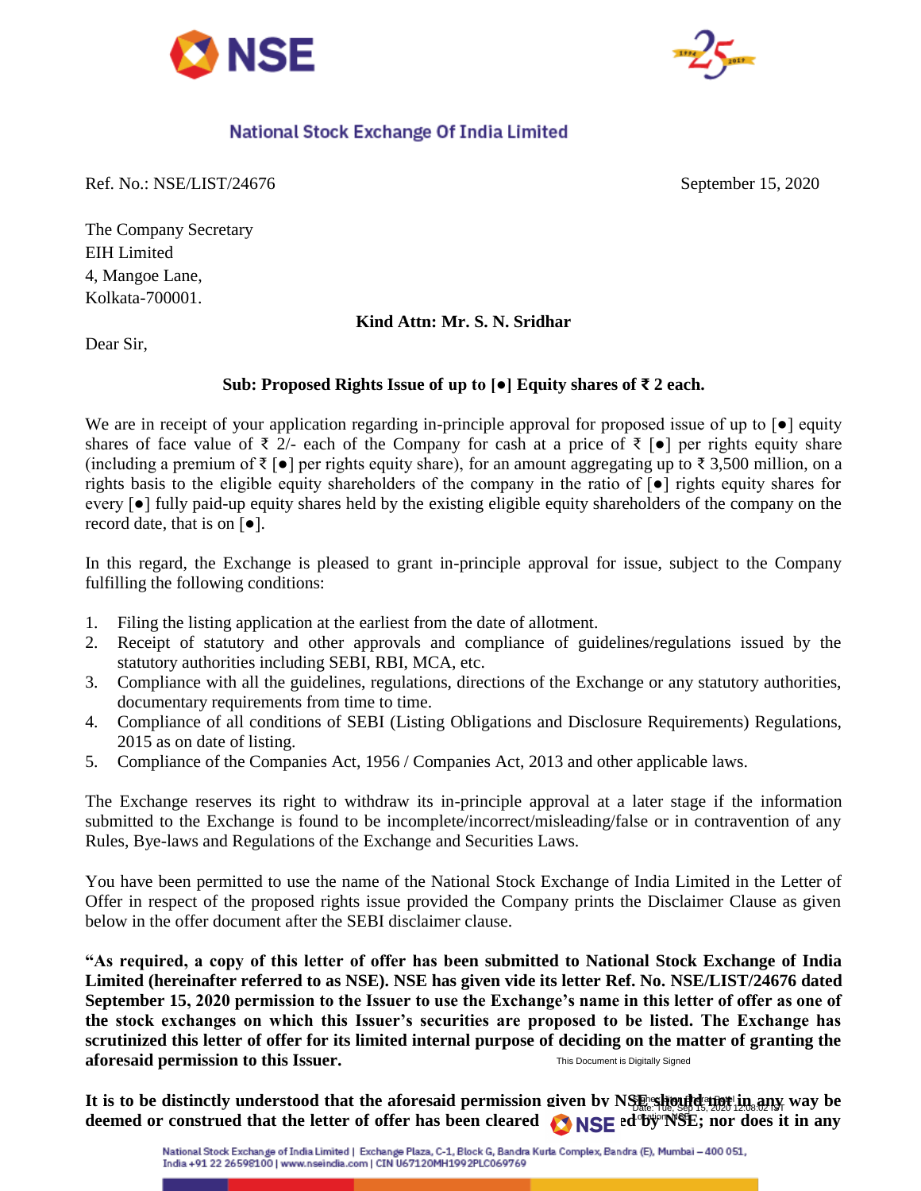**National Stock Exchange Of India Limited**

Ref. No.: NSE/LIST/24676 September 15, 2020

The Company Secretary
EIH Limited
4, Mangoe Lane,
Kolkata-700001.

**Kind Attn: Mr. S. N. Sridhar**

Dear Sir,

**Sub: Proposed Rights Issue of up to [●] Equity shares of ₹ 2 each.**

We are in receipt of your application regarding in-principle approval for proposed issue of up to [●] equity shares of face value of ₹ 2/- each of the Company for cash at a price of ₹ [●] per rights equity share (including a premium of ₹ [●] per rights equity share), for an amount aggregating up to ₹ 3,500 million, on a rights basis to the eligible equity shareholders of the company in the ratio of [●] rights equity shares for every [●] fully paid-up equity shares held by the existing eligible equity shareholders of the company on the record date, that is on [●].

In this regard, the Exchange is pleased to grant in-principle approval for issue, subject to the Company fulfilling the following conditions:

1. Filing the listing application at the earliest from the date of allotment.
2. Receipt of statutory and other approvals and compliance of guidelines/regulations issued by the statutory authorities including SEBI, RBI, MCA, etc.
3. Compliance with all the guidelines, regulations, directions of the Exchange or any statutory authorities, documentary requirements from time to time.
4. Compliance of all conditions of SEBI (Listing Obligations and Disclosure Requirements) Regulations, 2015 as on date of listing.
5. Compliance of the Companies Act, 1956 / Companies Act, 2013 and other applicable laws.

The Exchange reserves its right to withdraw its in-principle approval at a later stage if the information submitted to the Exchange is found to be incomplete/incorrect/misleading/false or in contravention of any Rules, Bye-laws and Regulations of the Exchange and Securities Laws.

You have been permitted to use the name of the National Stock Exchange of India Limited in the Letter of Offer in respect of the proposed rights issue provided the Company prints the Disclaimer Clause as given below in the offer document after the SEBI disclaimer clause.

**"As required, a copy of this letter of offer has been submitted to National Stock Exchange of India Limited (hereinafter referred to as NSE). NSE has given vide its letter Ref. No. NSE/LIST/24676 dated September 15, 2020 permission to the Issuer to use the Exchange's name in this letter of offer as one of the stock exchanges on which this Issuer's securities are proposed to be listed. The Exchange has scrutinized this letter of offer for its limited internal purpose of deciding on the matter of granting the aforesaid permission to this Issuer.**

**It is to be distinctly understood that the aforesaid permission given by NSE should not in any way be deemed or construed that the letter of offer has been cleared or approved by NSE; nor does it in any**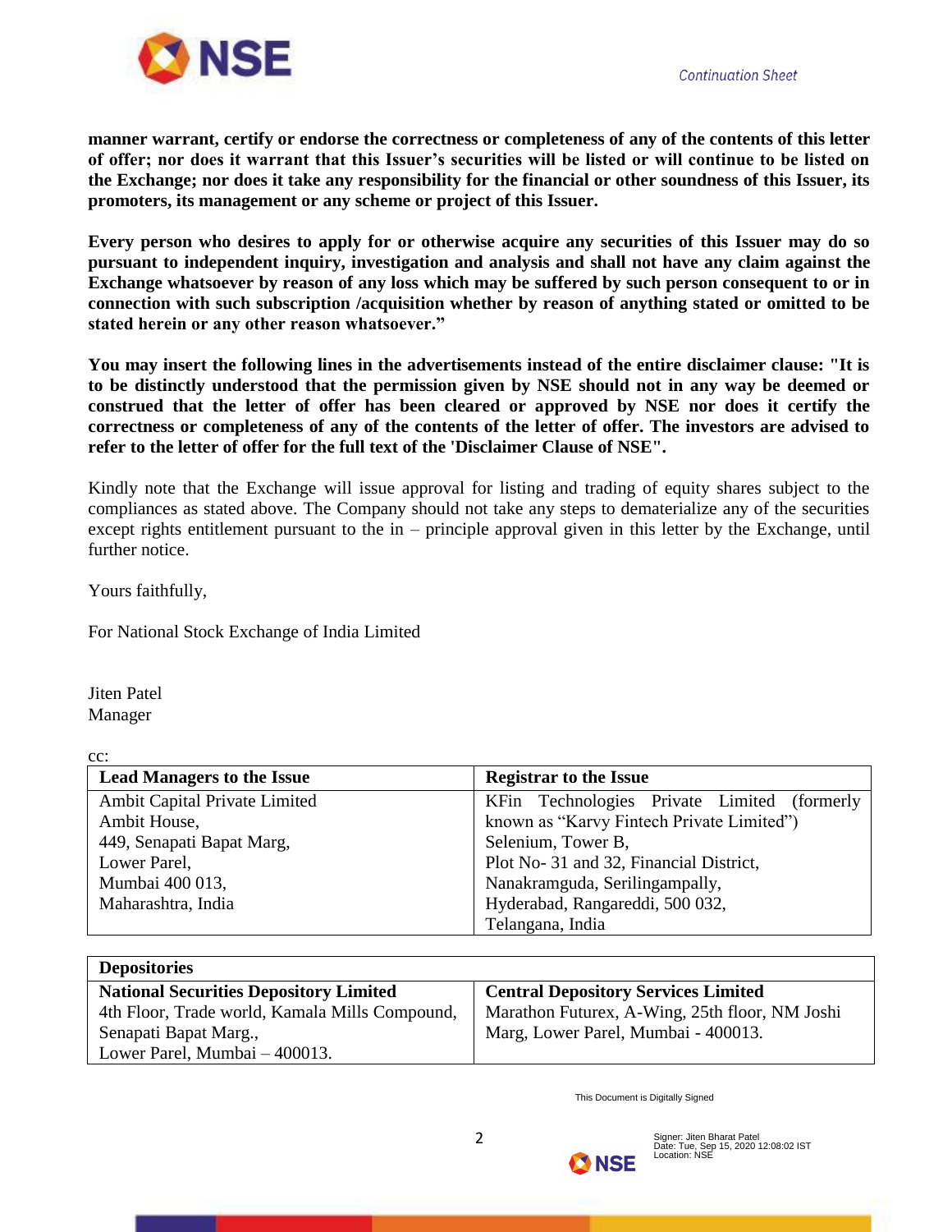**manner warrant, certify or endorse the correctness or completeness of any of the contents of this letter of offer; nor does it warrant that this Issuer's securities will be listed or will continue to be listed on the Exchange; nor does it take any responsibility for the financial or other soundness of this Issuer, its promoters, its management or any scheme or project of this Issuer.**

**Every person who desires to apply for or otherwise acquire any securities of this Issuer may do so pursuant to independent inquiry, investigation and analysis and shall not have any claim against the Exchange whatsoever by reason of any loss which may be suffered by such person consequent to or in connection with such subscription /acquisition whether by reason of anything stated or omitted to be stated herein or any other reason whatsoever."**

**You may insert the following lines in the advertisements instead of the entire disclaimer clause: "It is to be distinctly understood that the permission given by NSE should not in any way be deemed or construed that the letter of offer has been cleared or approved by NSE nor does it certify the correctness or completeness of any of the contents of the letter of offer. The investors are advised to refer to the letter of offer for the full text of the 'Disclaimer Clause of NSE".**

Kindly note that the Exchange will issue approval for listing and trading of equity shares subject to the compliances as stated above. The Company should not take any steps to dematerialize any of the securities except rights entitlement pursuant to the in – principle approval given in this letter by the Exchange, until further notice.

Yours faithfully,

For National Stock Exchange of India Limited

Jiten Patel
Manager

cc:

| **Lead Managers to the Issue** | **Registrar to the Issue** |
|---|---|
| Ambit Capital Private Limited<br>Ambit House,<br>449, Senapati Bapat Marg,<br>Lower Parel,<br>Mumbai 400 013,<br>Maharashtra, India | KFin Technologies Private Limited (formerly known as "Karvy Fintech Private Limited")<br>Selenium, Tower B,<br>Plot No- 31 and 32, Financial District,<br>Nanakramguda, Serilingampally,<br>Hyderabad, Rangareddi, 500 032,<br>Telangana, India |

| **Depositories** | |
|---|---|
| **National Securities Depository Limited**<br>4th Floor, Trade world, Kamala Mills Compound, Senapati Bapat Marg.,<br>Lower Parel, Mumbai – 400013. | **Central Depository Services Limited**<br>Marathon Futurex, A-Wing, 25th floor, NM Joshi Marg, Lower Parel, Mumbai - 400013. |

This Document is Digitally Signed

Signer: Jiten Bharat Patel
Date: Tue, Sep 15, 2020 12:08:02 IST
Location: NSE